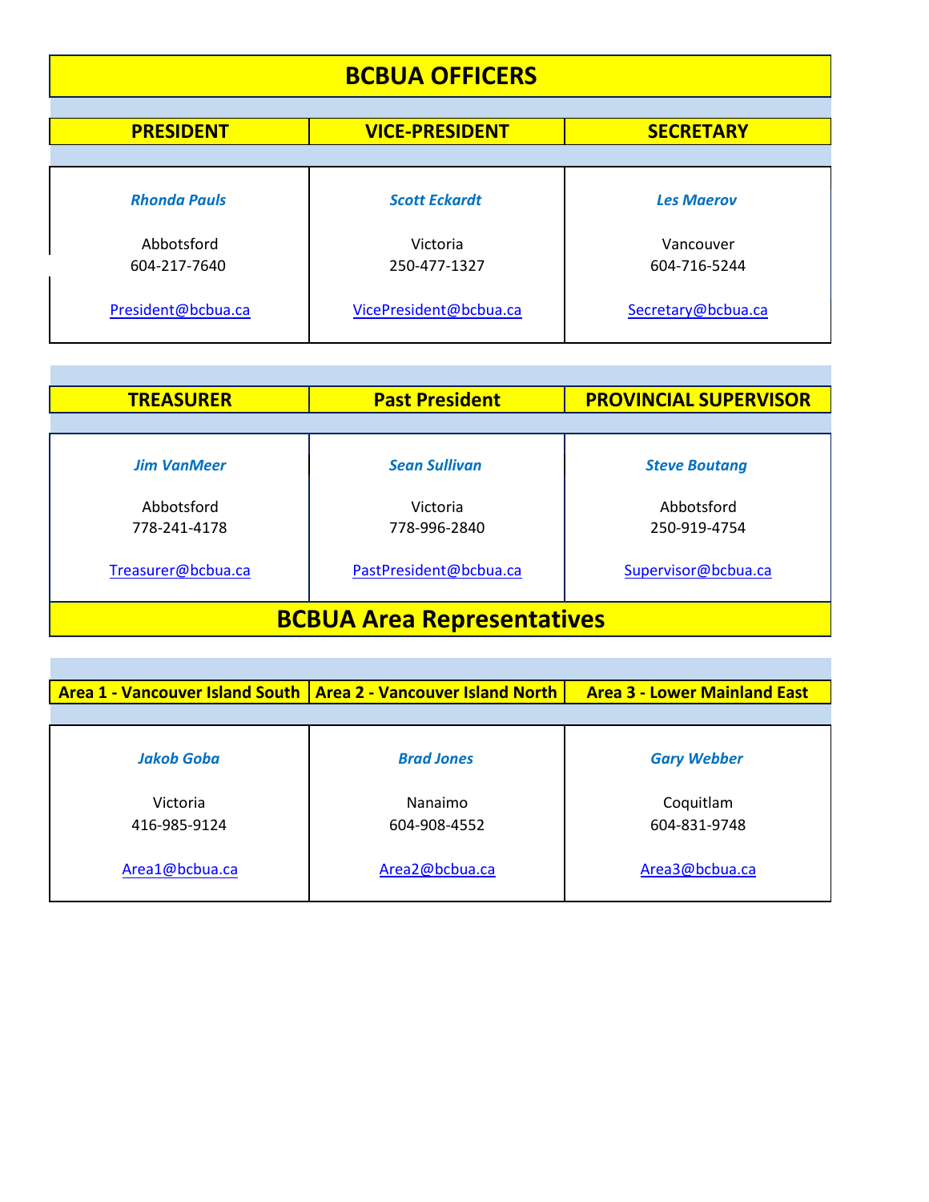# BCBUA OFFICERS

| PRESIDENT | VICE-PRESIDENT | SECRETARY |
| --- | --- | --- |
| *Rhonda Pauls* | *Scott Eckardt* | *Les Maerov* |
| Abbotsford | Victoria | Vancouver |
| 604-217-7640 | 250-477-1327 | 604-716-5244 |
| President@bcbua.ca | VicePresident@bcbua.ca | Secretary@bcbua.ca |

| TREASURER | Past President | PROVINCIAL SUPERVISOR |
| --- | --- | --- |
| *Jim VanMeer* | *Sean Sullivan* | *Steve Boutang* |
| Abbotsford | Victoria | Abbotsford |
| 778-241-4178 | 778-996-2840 | 250-919-4754 |
| Treasurer@bcbua.ca | PastPresident@bcbua.ca | Supervisor@bcbua.ca |

# BCBUA Area Representatives

| Area 1 - Vancouver Island South | Area 2 - Vancouver Island North | Area 3 - Lower Mainland East |
| --- | --- | --- |
| *Jakob Goba* | *Brad Jones* | *Gary Webber* |
| Victoria | Nanaimo | Coquitlam |
| 416-985-9124 | 604-908-4552 | 604-831-9748 |
| Area1@bcbua.ca | Area2@bcbua.ca | Area3@bcbua.ca |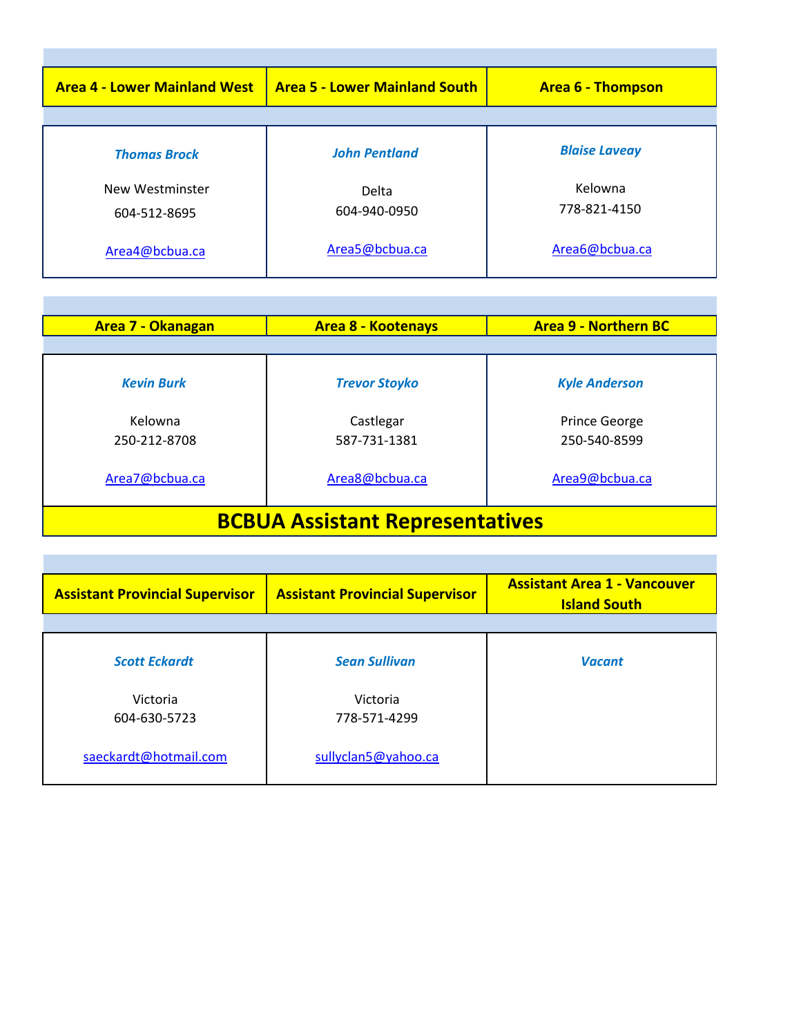| Area 4 - Lower Mainland West | Area 5 - Lower Mainland South | Area 6 - Thompson |
|---|---|---|
| ***Thomas Brock*** | ***John Pentland*** | ***Blaise Laveay*** |
| New Westminster | Delta | Kelowna |
| 604-512-8695 | 604-940-0950 | 778-821-4150 |
| Area4@bcbua.ca | Area5@bcbua.ca | Area6@bcbua.ca |

| Area 7 - Okanagan | Area 8 - Kootenays | Area 9 - Northern BC |
|---|---|---|
| ***Kevin Burk*** | ***Trevor Stoyko*** | ***Kyle Anderson*** |
| Kelowna | Castlegar | Prince George |
| 250-212-8708 | 587-731-1381 | 250-540-8599 |
| Area7@bcbua.ca | Area8@bcbua.ca | Area9@bcbua.ca |

## BCBUA Assistant Representatives

| Assistant Provincial Supervisor | Assistant Provincial Supervisor | Assistant Area 1 - Vancouver Island South |
|---|---|---|
| ***Scott Eckardt*** | ***Sean Sullivan*** | ***Vacant*** |
| Victoria | Victoria | |
| 604-630-5723 | 778-571-4299 | |
| saeckardt@hotmail.com | sullyclan5@yahoo.ca | |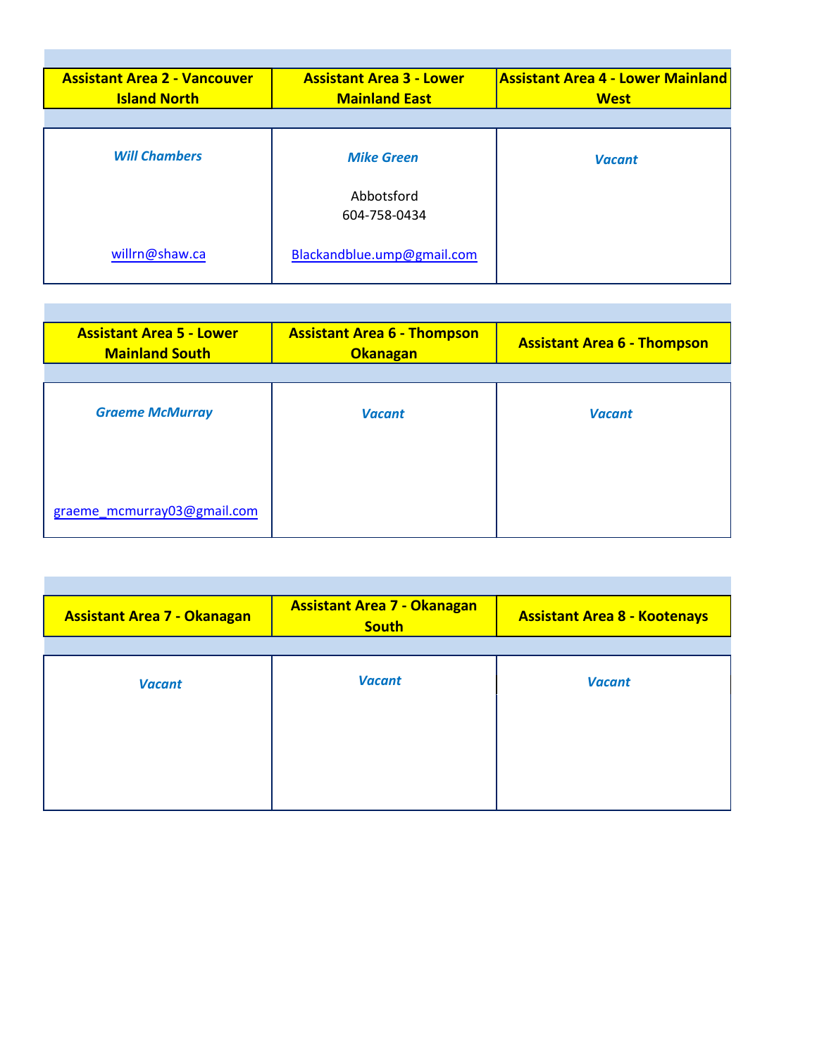| Assistant Area 2 - Vancouver Island North | Assistant Area 3 - Lower Mainland East | Assistant Area 4 - Lower Mainland West |
|---|---|---|
| *Will Chambers*<br><br>willrn@shaw.ca | *Mike Green*<br><br>Abbotsford<br>604-758-0434<br><br>Blackandblue.ump@gmail.com | *Vacant* |

| Assistant Area 5 - Lower Mainland South | Assistant Area 6 - Thompson Okanagan | Assistant Area 6 - Thompson |
|---|---|---|
| *Graeme McMurray*<br><br>graeme_mcmurray03@gmail.com | *Vacant* | *Vacant* |

| Assistant Area 7 - Okanagan | Assistant Area 7 - Okanagan South | Assistant Area 8 - Kootenays |
|---|---|---|
| *Vacant* | *Vacant* | *Vacant* |